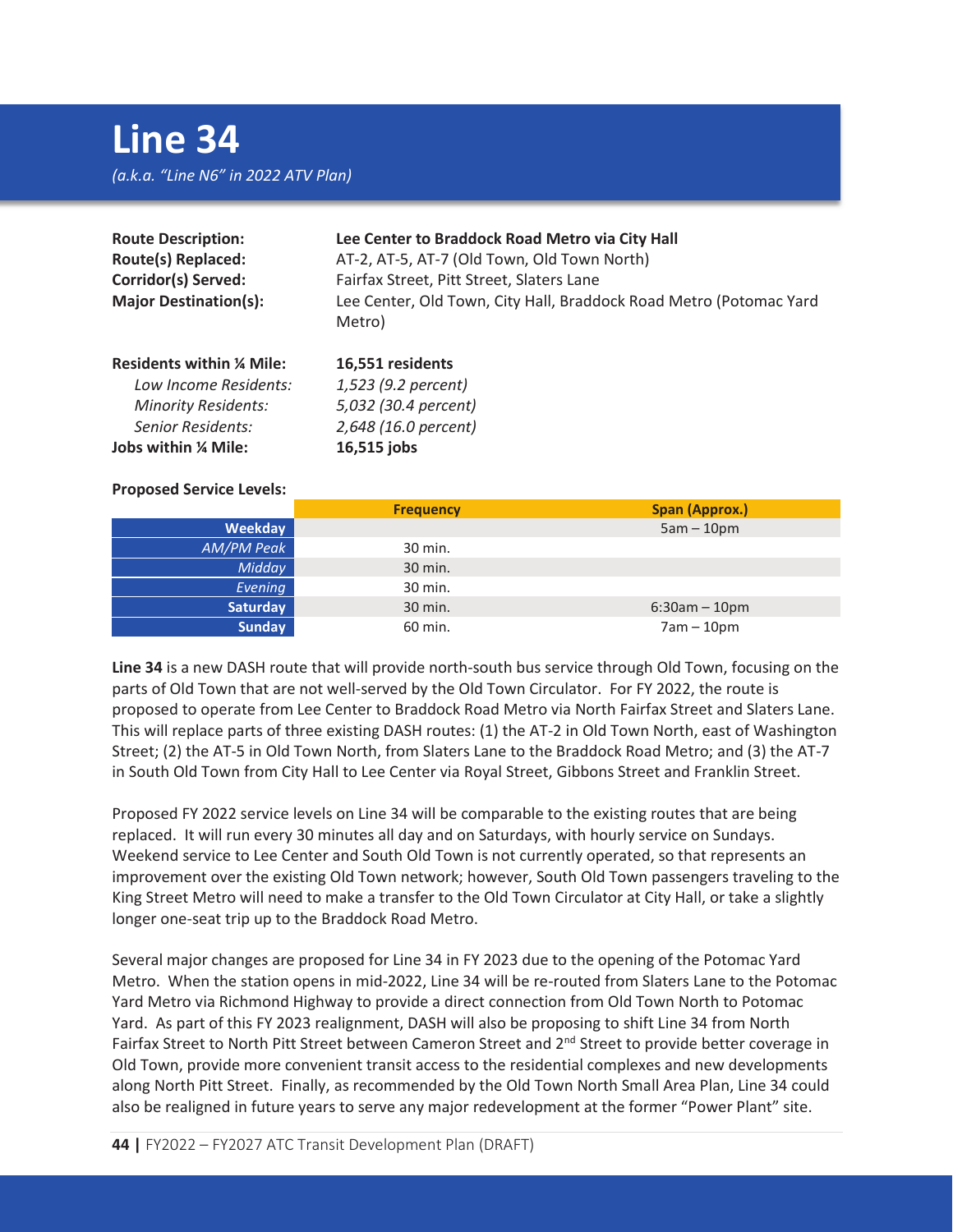# Line 34

*(a.k.a. "Line N6" in 2022 ATV Plan)*

**Route Description:** **Lee Center to Braddock Road Metro via City Hall**
**Route(s) Replaced:** AT-2, AT-5, AT-7 (Old Town, Old Town North)
**Corridor(s) Served:** Fairfax Street, Pitt Street, Slaters Lane
**Major Destination(s):** Lee Center, Old Town, City Hall, Braddock Road Metro (Potomac Yard Metro)

**Residents within ¼ Mile:** **16,551 residents**
*Low Income Residents:* *1,523 (9.2 percent)*
*Minority Residents:* *5,032 (30.4 percent)*
*Senior Residents:* *2,648 (16.0 percent)*
**Jobs within ¼ Mile:** **16,515 jobs**

**Proposed Service Levels:**

| | Frequency | Span (Approx.) |
|---|---|---|
| **Weekday** | | 5am – 10pm |
| *AM/PM Peak* | 30 min. | |
| *Midday* | 30 min. | |
| *Evening* | 30 min. | |
| **Saturday** | 30 min. | 6:30am – 10pm |
| **Sunday** | 60 min. | 7am – 10pm |

**Line 34** is a new DASH route that will provide north-south bus service through Old Town, focusing on the parts of Old Town that are not well-served by the Old Town Circulator. For FY 2022, the route is proposed to operate from Lee Center to Braddock Road Metro via North Fairfax Street and Slaters Lane. This will replace parts of three existing DASH routes: (1) the AT-2 in Old Town North, east of Washington Street; (2) the AT-5 in Old Town North, from Slaters Lane to the Braddock Road Metro; and (3) the AT-7 in South Old Town from City Hall to Lee Center via Royal Street, Gibbons Street and Franklin Street.

Proposed FY 2022 service levels on Line 34 will be comparable to the existing routes that are being replaced. It will run every 30 minutes all day and on Saturdays, with hourly service on Sundays. Weekend service to Lee Center and South Old Town is not currently operated, so that represents an improvement over the existing Old Town network; however, South Old Town passengers traveling to the King Street Metro will need to make a transfer to the Old Town Circulator at City Hall, or take a slightly longer one-seat trip up to the Braddock Road Metro.

Several major changes are proposed for Line 34 in FY 2023 due to the opening of the Potomac Yard Metro. When the station opens in mid-2022, Line 34 will be re-routed from Slaters Lane to the Potomac Yard Metro via Richmond Highway to provide a direct connection from Old Town North to Potomac Yard. As part of this FY 2023 realignment, DASH will also be proposing to shift Line 34 from North Fairfax Street to North Pitt Street between Cameron Street and 2nd Street to provide better coverage in Old Town, provide more convenient transit access to the residential complexes and new developments along North Pitt Street. Finally, as recommended by the Old Town North Small Area Plan, Line 34 could also be realigned in future years to serve any major redevelopment at the former "Power Plant" site.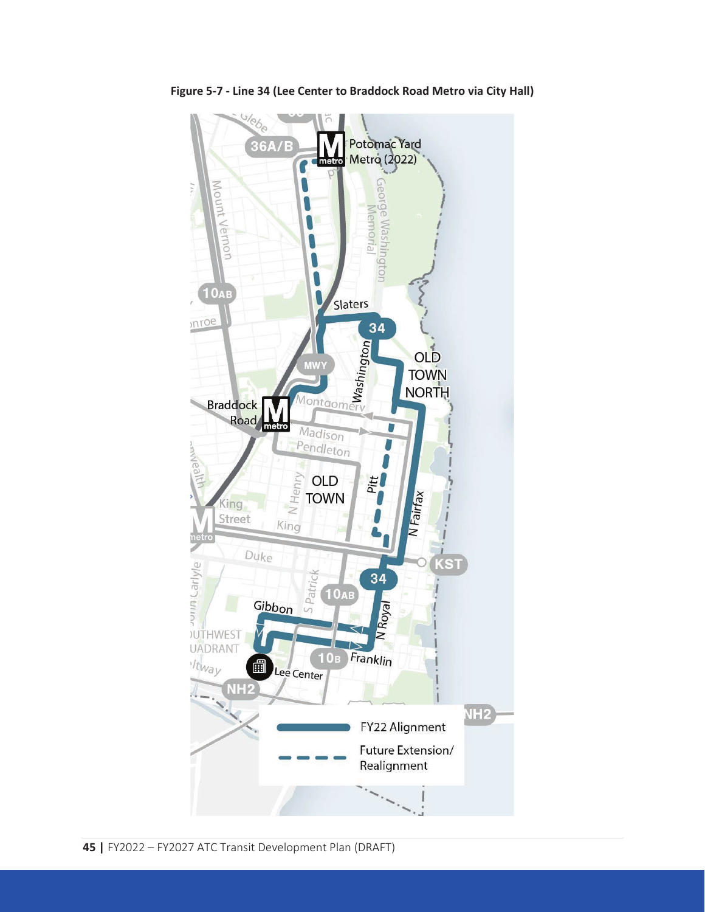**Figure 5-7 - Line 34 (Lee Center to Braddock Road Metro via City Hall)**

36A/B

Potomac Yard Metro (2022)

George Washington Memorial

Mount Vernon

10AB

Slaters

34

MWY

Washington

OLD TOWN NORTH

Braddock Road

Montgomery

Madison

Pendleton

OLD TOWN

N Henry

Pitt

N Fairfax

King Street

King

Duke

KST

34

S Patrick

10AB

Gibbon

N Royal

10B

Franklin

Lee Center

NH2

NH2

FY22 Alignment

Future Extension/ Realignment